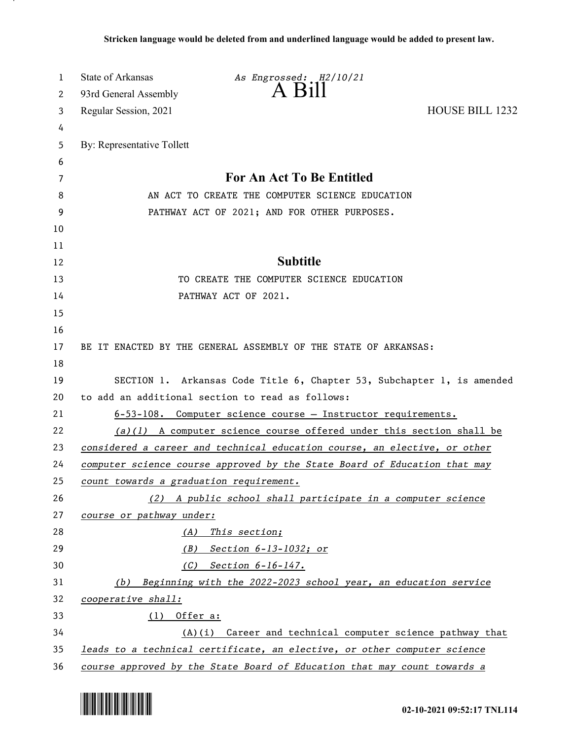**Stricken language would be deleted from and underlined language would be added to present law.**

State of Arkansas — *As Engrossed: H2/10/21*

93rd General Assembly

# A Bill

Regular Session, 2021 — HOUSE BILL 1232

By: Representative Tollett

## For An Act To Be Entitled

AN ACT TO CREATE THE COMPUTER SCIENCE EDUCATION PATHWAY ACT OF 2021; AND FOR OTHER PURPOSES.

## Subtitle

TO CREATE THE COMPUTER SCIENCE EDUCATION PATHWAY ACT OF 2021.

BE IT ENACTED BY THE GENERAL ASSEMBLY OF THE STATE OF ARKANSAS:

SECTION 1. Arkansas Code Title 6, Chapter 53, Subchapter 1, is amended to add an additional section to read as follows:

6-53-108. Computer science course — Instructor requirements.

*(a)(1) A computer science course offered under this section shall be considered a career and technical education course, an elective, or other computer science course approved by the State Board of Education that may count towards a graduation requirement.*

*(2) A public school shall participate in a computer science course or pathway under:*

*(A) This section;*

*(B) Section 6-13-1032; or*

*(C) Section 6-16-147.*

*(b) Beginning with the 2022-2023 school year, an education service cooperative shall:*

*(1) Offer a:*

*(A)(i) Career and technical computer science pathway that leads to a technical certificate, an elective, or other computer science course approved by the State Board of Education that may count towards a*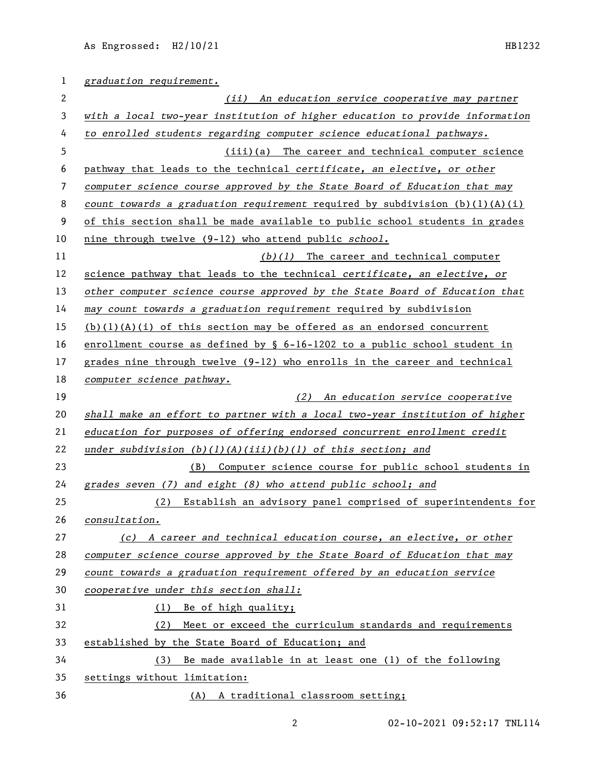*graduation requirement.*

*(ii) An education service cooperative may partner with a local two-year institution of higher education to provide information to enrolled students regarding computer science educational pathways.*

(iii)(a) The career and technical computer science pathway that leads to the technical *certificate, an elective, or other computer science course approved by the State Board of Education that may count towards a graduation requirement* required by subdivision (b)(1)(A)(i) of this section shall be made available to public school students in grades nine through twelve (9-12) who attend public *school.*

*(b)(1)* The career and technical computer science pathway that leads to the technical *certificate, an elective, or other computer science course approved by the State Board of Education that may count towards a graduation requirement* required by subdivision (b)(1)(A)(i) of this section may be offered as an endorsed concurrent enrollment course as defined by § 6-16-1202 to a public school student in grades nine through twelve (9-12) who enrolls in the career and technical *computer science pathway.*

*(2) An education service cooperative shall make an effort to partner with a local two-year institution of higher education for purposes of offering endorsed concurrent enrollment credit under subdivision (b)(1)(A)(iii)(b)(1) of this section; and*

(B) Computer science course for public school students in *grades seven (7) and eight (8) who attend public school; and*

(2) Establish an advisory panel comprised of superintendents for *consultation.*

*(c) A career and technical education course, an elective, or other computer science course approved by the State Board of Education that may count towards a graduation requirement offered by an education service cooperative under this section shall:*

(1) Be of high quality;

(2) Meet or exceed the curriculum standards and requirements established by the State Board of Education; and

(3) Be made available in at least one (1) of the following settings without limitation:

(A) A traditional classroom setting;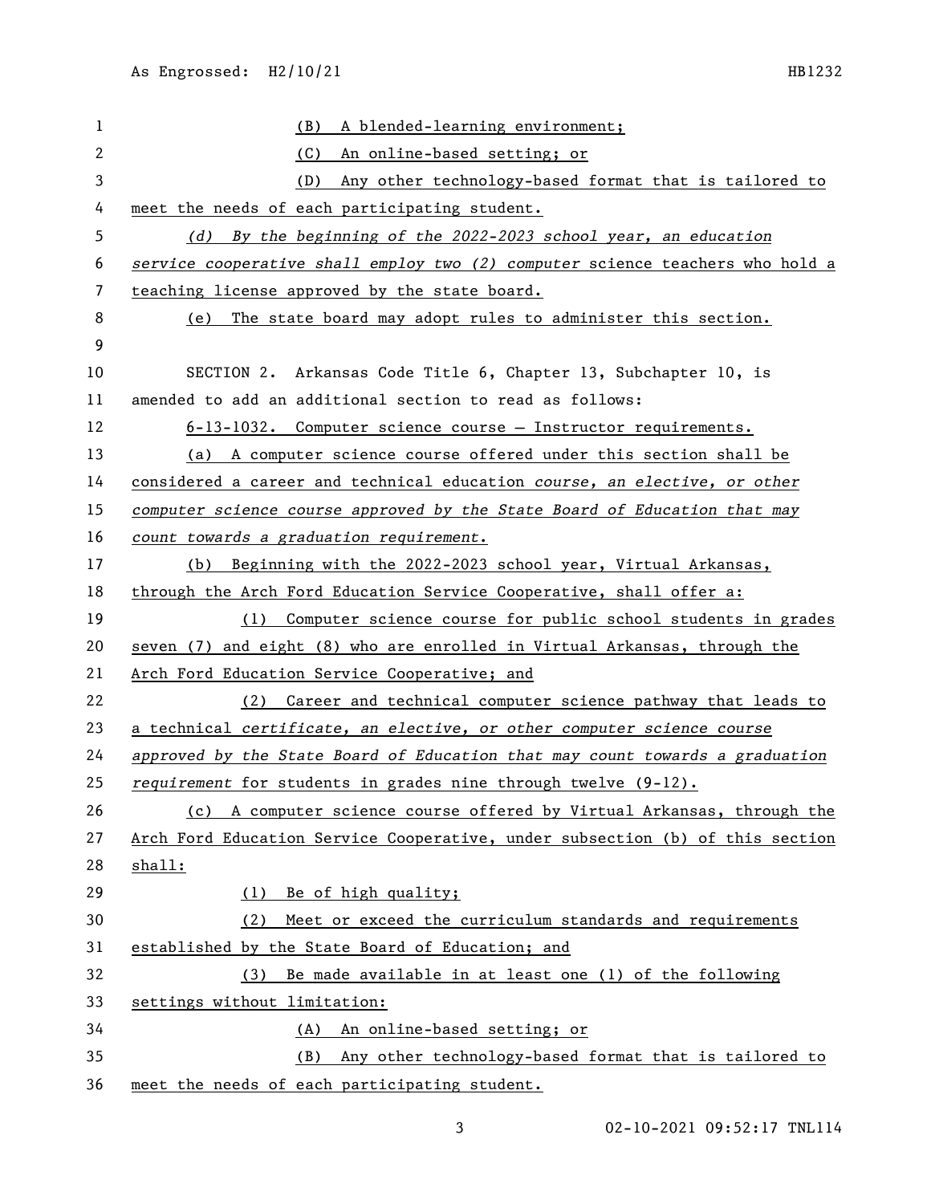(B) A blended-learning environment;

(C) An online-based setting; or

(D) Any other technology-based format that is tailored to meet the needs of each participating student.

*(d) By the beginning of the 2022-2023 school year, an education service cooperative shall employ two (2) computer* science teachers who hold a teaching license approved by the state board.

(e) The state board may adopt rules to administer this section.

SECTION 2. Arkansas Code Title 6, Chapter 13, Subchapter 10, is amended to add an additional section to read as follows:

6-13-1032. Computer science course — Instructor requirements.

(a) A computer science course offered under this section shall be considered a career and technical education *course, an elective, or other computer science course approved by the State Board of Education that may count towards a graduation requirement.*

(b) Beginning with the 2022-2023 school year, Virtual Arkansas, through the Arch Ford Education Service Cooperative, shall offer a:

(1) Computer science course for public school students in grades seven (7) and eight (8) who are enrolled in Virtual Arkansas, through the Arch Ford Education Service Cooperative; and

(2) Career and technical computer science pathway that leads to a technical *certificate, an elective, or other computer science course approved by the State Board of Education that may count towards a graduation requirement* for students in grades nine through twelve (9-12).

(c) A computer science course offered by Virtual Arkansas, through the Arch Ford Education Service Cooperative, under subsection (b) of this section shall:

(1) Be of high quality;

(2) Meet or exceed the curriculum standards and requirements established by the State Board of Education; and

(3) Be made available in at least one (1) of the following settings without limitation:

(A) An online-based setting; or

(B) Any other technology-based format that is tailored to meet the needs of each participating student.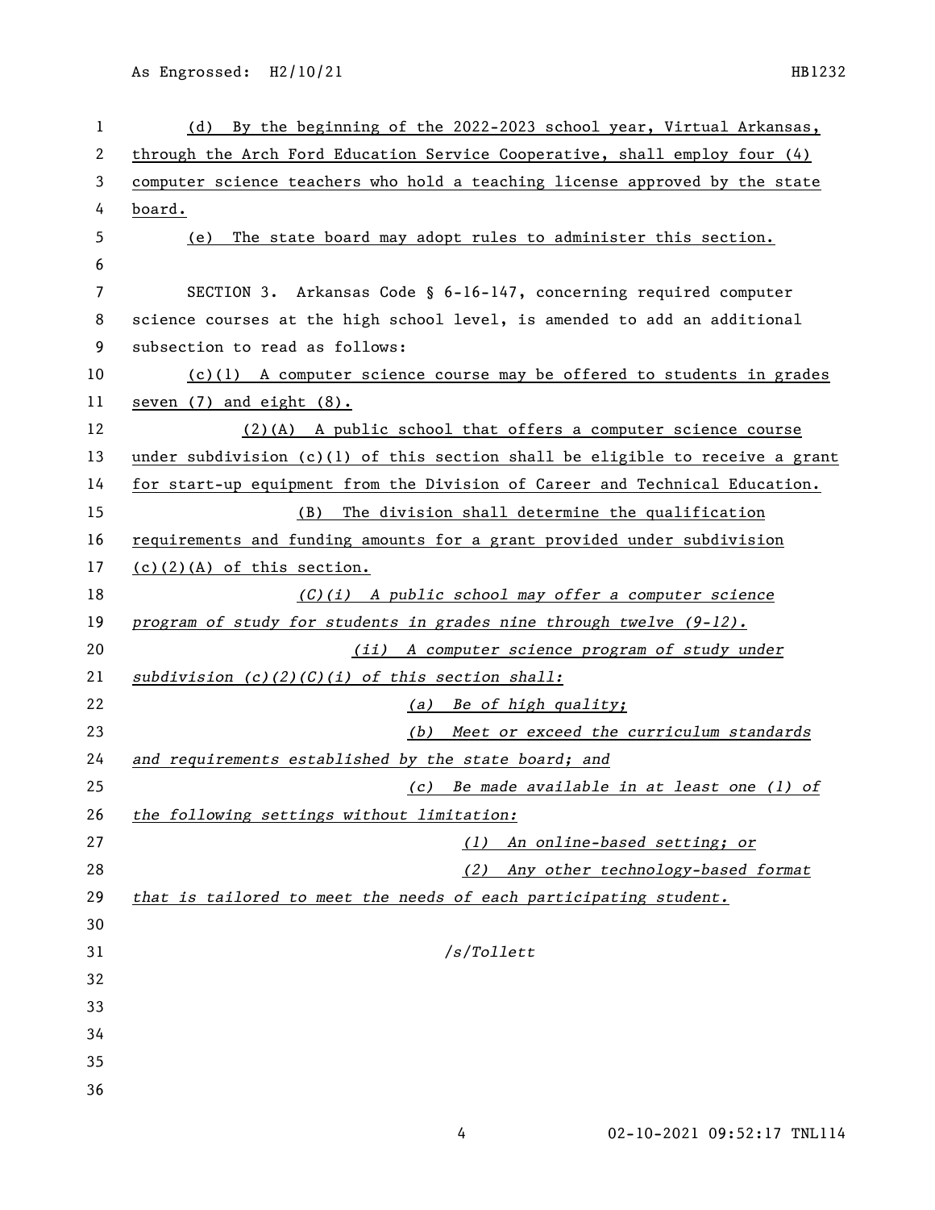(d) By the beginning of the 2022-2023 school year, Virtual Arkansas, through the Arch Ford Education Service Cooperative, shall employ four (4) computer science teachers who hold a teaching license approved by the state board.

(e) The state board may adopt rules to administer this section.

SECTION 3. Arkansas Code § 6-16-147, concerning required computer science courses at the high school level, is amended to add an additional subsection to read as follows:

(c)(1) A computer science course may be offered to students in grades seven (7) and eight (8).

(2)(A) A public school that offers a computer science course under subdivision (c)(1) of this section shall be eligible to receive a grant for start-up equipment from the Division of Career and Technical Education.

(B) The division shall determine the qualification requirements and funding amounts for a grant provided under subdivision (c)(2)(A) of this section.

*(C)(i) A public school may offer a computer science program of study for students in grades nine through twelve (9-12).*

*(ii) A computer science program of study under subdivision (c)(2)(C)(i) of this section shall:*

*(a) Be of high quality;*

*(b) Meet or exceed the curriculum standards and requirements established by the state board; and*

*(c) Be made available in at least one (1) of the following settings without limitation:*

*(1) An online-based setting; or*

*(2) Any other technology-based format that is tailored to meet the needs of each participating student.*

/s/Tollett